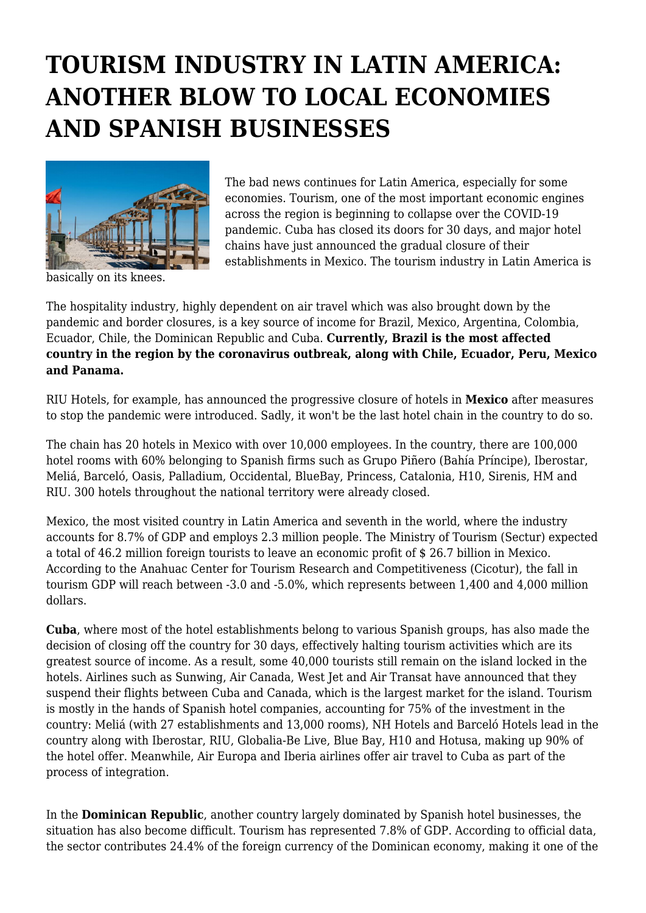# TOURISM INDUSTRY IN LATIN AMERICA: ANOTHER BLOW TO LOCAL ECONOMIES AND SPANISH BUSINESSES

The bad news continues for Latin America, especially for some economies. Tourism, one of the most important economic engines across the region is beginning to collapse over the COVID-19 pandemic. Cuba has closed its doors for 30 days, and major hotel chains have just announced the gradual closure of their establishments in Mexico. The tourism industry in Latin America is basically on its knees.

The hospitality industry, highly dependent on air travel which was also brought down by the pandemic and border closures, is a key source of income for Brazil, Mexico, Argentina, Colombia, Ecuador, Chile, the Dominican Republic and Cuba. **Currently, Brazil is the most affected country in the region by the coronavirus outbreak, along with Chile, Ecuador, Peru, Mexico and Panama.**

RIU Hotels, for example, has announced the progressive closure of hotels in **Mexico** after measures to stop the pandemic were introduced. Sadly, it won't be the last hotel chain in the country to do so.

The chain has 20 hotels in Mexico with over 10,000 employees. In the country, there are 100,000 hotel rooms with 60% belonging to Spanish firms such as Grupo Piñero (Bahía Príncipe), Iberostar, Meliá, Barceló, Oasis, Palladium, Occidental, BlueBay, Princess, Catalonia, H10, Sirenis, HM and RIU. 300 hotels throughout the national territory were already closed.

Mexico, the most visited country in Latin America and seventh in the world, where the industry accounts for 8.7% of GDP and employs 2.3 million people. The Ministry of Tourism (Sectur) expected a total of 46.2 million foreign tourists to leave an economic profit of $ 26.7 billion in Mexico. According to the Anahuac Center for Tourism Research and Competitiveness (Cicotur), the fall in tourism GDP will reach between -3.0 and -5.0%, which represents between 1,400 and 4,000 million dollars.

**Cuba**, where most of the hotel establishments belong to various Spanish groups, has also made the decision of closing off the country for 30 days, effectively halting tourism activities which are its greatest source of income. As a result, some 40,000 tourists still remain on the island locked in the hotels. Airlines such as Sunwing, Air Canada, West Jet and Air Transat have announced that they suspend their flights between Cuba and Canada, which is the largest market for the island. Tourism is mostly in the hands of Spanish hotel companies, accounting for 75% of the investment in the country: Meliá (with 27 establishments and 13,000 rooms), NH Hotels and Barceló Hotels lead in the country along with Iberostar, RIU, Globalia-Be Live, Blue Bay, H10 and Hotusa, making up 90% of the hotel offer. Meanwhile, Air Europa and Iberia airlines offer air travel to Cuba as part of the process of integration.

In the **Dominican Republic**, another country largely dominated by Spanish hotel businesses, the situation has also become difficult. Tourism has represented 7.8% of GDP. According to official data, the sector contributes 24.4% of the foreign currency of the Dominican economy, making it one of the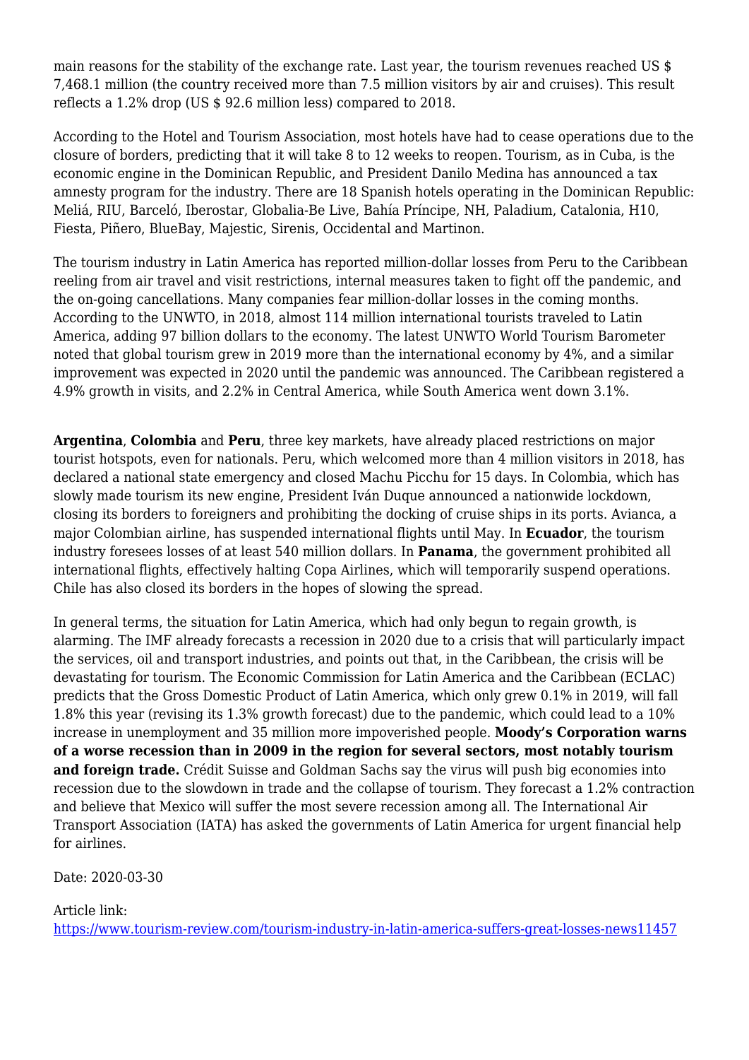main reasons for the stability of the exchange rate. Last year, the tourism revenues reached US $ 7,468.1 million (the country received more than 7.5 million visitors by air and cruises). This result reflects a 1.2% drop (US $ 92.6 million less) compared to 2018.

According to the Hotel and Tourism Association, most hotels have had to cease operations due to the closure of borders, predicting that it will take 8 to 12 weeks to reopen. Tourism, as in Cuba, is the economic engine in the Dominican Republic, and President Danilo Medina has announced a tax amnesty program for the industry. There are 18 Spanish hotels operating in the Dominican Republic: Meliá, RIU, Barceló, Iberostar, Globalia-Be Live, Bahía Príncipe, NH, Paladium, Catalonia, H10, Fiesta, Piñero, BlueBay, Majestic, Sirenis, Occidental and Martinon.

The tourism industry in Latin America has reported million-dollar losses from Peru to the Caribbean reeling from air travel and visit restrictions, internal measures taken to fight off the pandemic, and the on-going cancellations. Many companies fear million-dollar losses in the coming months. According to the UNWTO, in 2018, almost 114 million international tourists traveled to Latin America, adding 97 billion dollars to the economy. The latest UNWTO World Tourism Barometer noted that global tourism grew in 2019 more than the international economy by 4%, and a similar improvement was expected in 2020 until the pandemic was announced. The Caribbean registered a 4.9% growth in visits, and 2.2% in Central America, while South America went down 3.1%.

**Argentina**, **Colombia** and **Peru**, three key markets, have already placed restrictions on major tourist hotspots, even for nationals. Peru, which welcomed more than 4 million visitors in 2018, has declared a national state emergency and closed Machu Picchu for 15 days. In Colombia, which has slowly made tourism its new engine, President Iván Duque announced a nationwide lockdown, closing its borders to foreigners and prohibiting the docking of cruise ships in its ports. Avianca, a major Colombian airline, has suspended international flights until May. In **Ecuador**, the tourism industry foresees losses of at least 540 million dollars. In **Panama**, the government prohibited all international flights, effectively halting Copa Airlines, which will temporarily suspend operations. Chile has also closed its borders in the hopes of slowing the spread.

In general terms, the situation for Latin America, which had only begun to regain growth, is alarming. The IMF already forecasts a recession in 2020 due to a crisis that will particularly impact the services, oil and transport industries, and points out that, in the Caribbean, the crisis will be devastating for tourism. The Economic Commission for Latin America and the Caribbean (ECLAC) predicts that the Gross Domestic Product of Latin America, which only grew 0.1% in 2019, will fall 1.8% this year (revising its 1.3% growth forecast) due to the pandemic, which could lead to a 10% increase in unemployment and 35 million more impoverished people. **Moody's Corporation warns of a worse recession than in 2009 in the region for several sectors, most notably tourism and foreign trade.** Crédit Suisse and Goldman Sachs say the virus will push big economies into recession due to the slowdown in trade and the collapse of tourism. They forecast a 1.2% contraction and believe that Mexico will suffer the most severe recession among all. The International Air Transport Association (IATA) has asked the governments of Latin America for urgent financial help for airlines.

Date: 2020-03-30

Article link:
https://www.tourism-review.com/tourism-industry-in-latin-america-suffers-great-losses-news11457